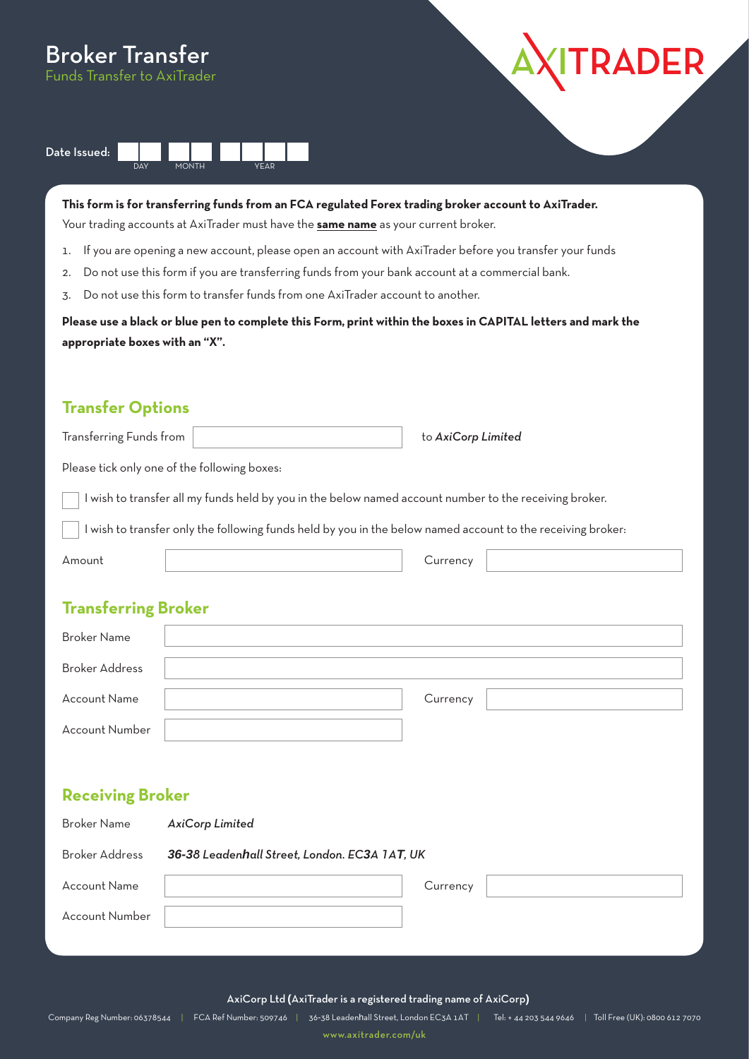# Broker Transfer

Funds Transfer to AxiTrader

AXITRADER

Date Issued: DAY | MONTH | YEAR

**This form is for transferring funds from an FCA regulated Forex trading broker account to AxiTrader.**

Your trading accounts at AxiTrader must have the **same name** as your current broker.

1. If you are opening a new account, please open an account with AxiTrader before you transfer your funds
2. Do not use this form if you are transferring funds from your bank account at a commercial bank.
3. Do not use this form to transfer funds from one AxiTrader account to another.

**Please use a black or blue pen to complete this Form, print within the boxes in CAPITAL letters and mark the appropriate boxes with an "X".**

## Transfer Options

Transferring Funds from ______________________ to *AxiCorp Limited*

Please tick only one of the following boxes:

☐ I wish to transfer all my funds held by you in the below named account number to the receiving broker.

☐ I wish to transfer only the following funds held by you in the below named account to the receiving broker:

Amount ______________________ Currency ______________________

## Transferring Broker

Broker Name ______________________

Broker Address ______________________

Account Name ______________________ Currency ______________________

Account Number ______________________

## Receiving Broker

Broker Name *AxiCorp Limited*

Broker Address ***36-38** Leadenhall Street, London. EC**3**A **1**AT, UK*

Account Name ______________________ Currency ______________________

Account Number ______________________

AxiCorp Ltd (AxiTrader is a registered trading name of AxiCorp)

Company Reg Number: 06378544 | FCA Ref Number: 509746 | 36-38 Leadenhall Street, London EC3A 1AT | Tel: + 44 203 544 9646 | Toll Free (UK): 0800 612 7070

www.axitrader.com/uk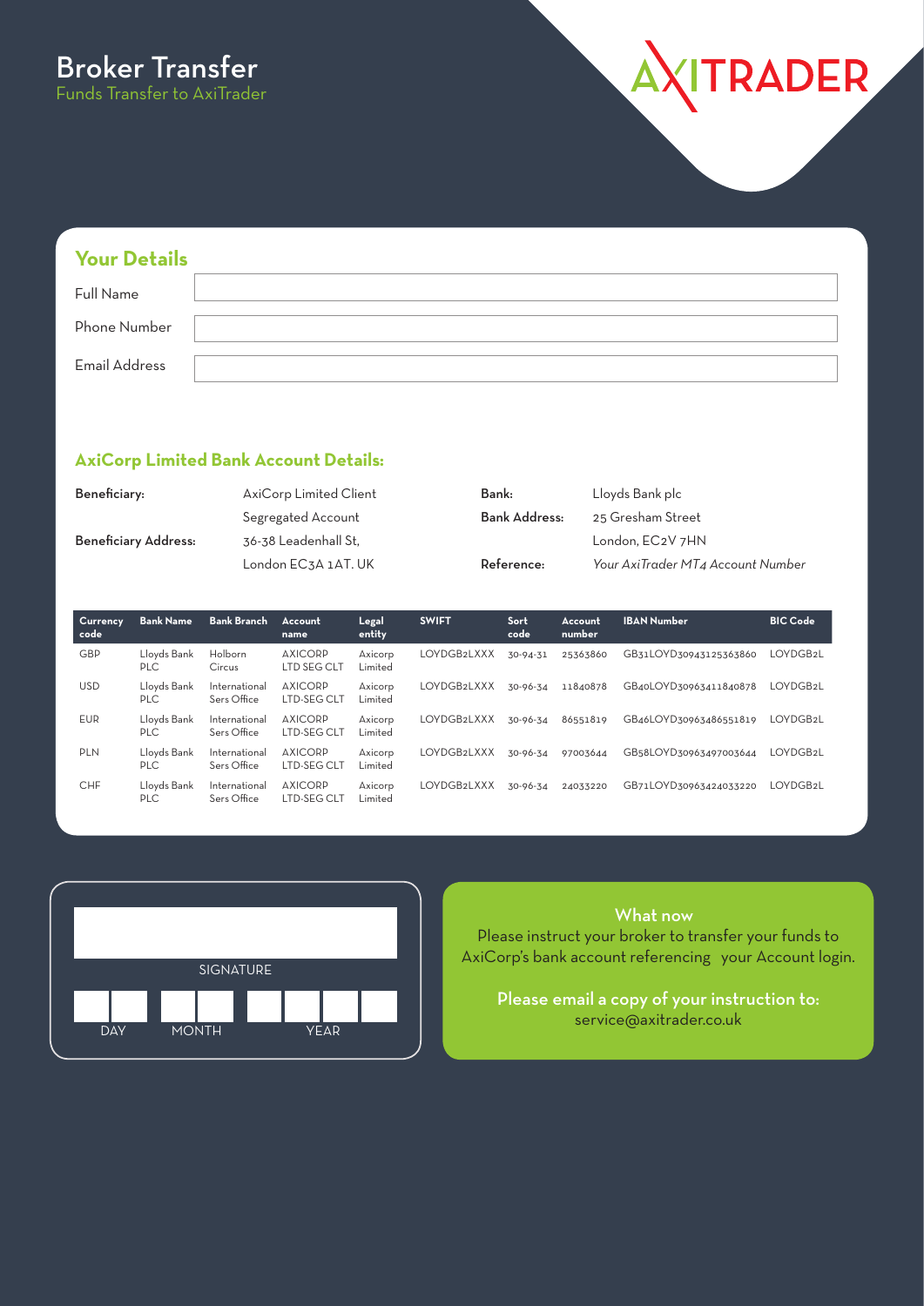# Broker Transfer

Funds Transfer to AxiTrader

AXITRADER

## Your Details

Full Name

Phone Number

Email Address

## AxiCorp Limited Bank Account Details:

**Beneficiary:** AxiCorp Limited Client Segregated Account

**Beneficiary Address:** 36-38 Leadenhall St, London EC3A 1AT. UK

**Bank:** Lloyds Bank plc

**Bank Address:** 25 Gresham Street London, EC2V 7HN

**Reference:** *Your AxiTrader MT4 Account Number*

| Currency code | Bank Name | Bank Branch | Account name | Legal entity | SWIFT | Sort code | Account number | IBAN Number | BIC Code |
|---|---|---|---|---|---|---|---|---|---|
| GBP | Lloyds Bank PLC | Holborn Circus | AXICORP LTD SEG CLT | Axicorp Limited | LOYDGB2LXXX | 30-94-31 | 25363860 | GB31LOYD30943125363860 | LOYDGB2L |
| USD | Lloyds Bank PLC | International Sers Office | AXICORP LTD-SEG CLT | Axicorp Limited | LOYDGB2LXXX | 30-96-34 | 11840878 | GB40LOYD30963411840878 | LOYDGB2L |
| EUR | Lloyds Bank PLC | International Sers Office | AXICORP LTD-SEG CLT | Axicorp Limited | LOYDGB2LXXX | 30-96-34 | 86551819 | GB46LOYD30963486551819 | LOYDGB2L |
| PLN | Lloyds Bank PLC | International Sers Office | AXICORP LTD-SEG CLT | Axicorp Limited | LOYDGB2LXXX | 30-96-34 | 97003644 | GB58LOYD30963497003644 | LOYDGB2L |
| CHF | Lloyds Bank PLC | International Sers Office | AXICORP LTD-SEG CLT | Axicorp Limited | LOYDGB2LXXX | 30-96-34 | 24033220 | GB71LOYD30963424033220 | LOYDGB2L |

SIGNATURE

DAY MONTH YEAR

### What now

Please instruct your broker to transfer your funds to AxiCorp's bank account referencing your Account login.

**Please email a copy of your instruction to:**
service@axitrader.co.uk